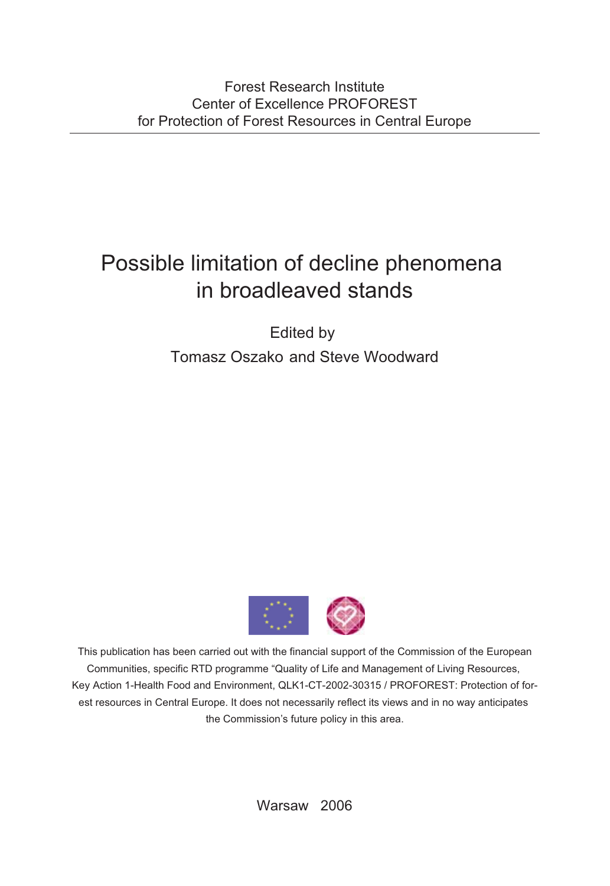Forest Research Institute
Center of Excellence PROFOREST
for Protection of Forest Resources in Central Europe

# Possible limitation of decline phenomena in broadleaved stands

Edited by

Tomasz Oszako and Steve Woodward

This publication has been carried out with the financial support of the Commission of the European Communities, specific RTD programme "Quality of Life and Management of Living Resources, Key Action 1-Health Food and Environment, QLK1-CT-2002-30315 / PROFOREST: Protection of forest resources in Central Europe. It does not necessarily reflect its views and in no way anticipates the Commission's future policy in this area.

Warsaw 2006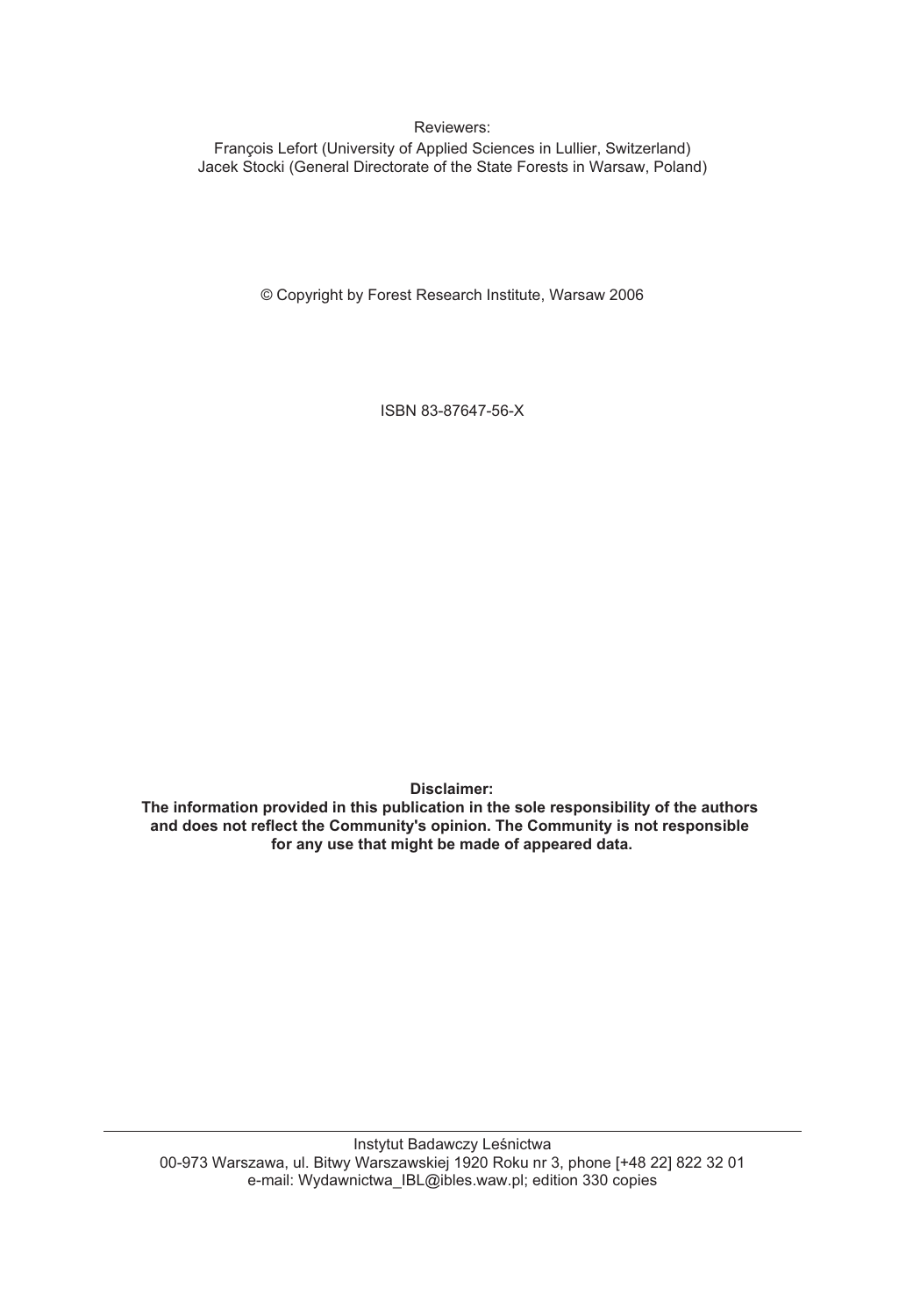Reviewers:
François Lefort (University of Applied Sciences in Lullier, Switzerland)
Jacek Stocki (General Directorate of the State Forests in Warsaw, Poland)

© Copyright by Forest Research Institute, Warsaw 2006

ISBN 83-87647-56-X

**Disclaimer:**
**The information provided in this publication in the sole responsibility of the authors and does not reflect the Community's opinion. The Community is not responsible for any use that might be made of appeared data.**

---

Instytut Badawczy Leśnictwa
00-973 Warszawa, ul. Bitwy Warszawskiej 1920 Roku nr 3, phone [+48 22] 822 32 01
e-mail: Wydawnictwa_IBL@ibles.waw.pl; edition 330 copies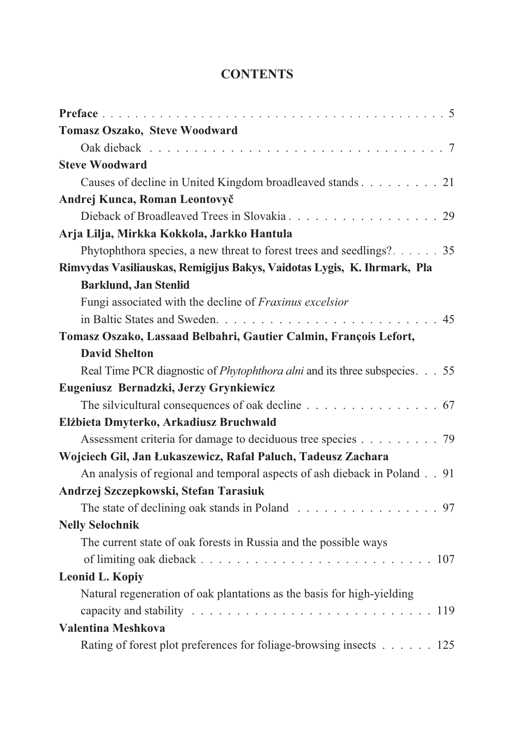# CONTENTS

**Preface** . . . . . . . . . . . . . . . . . . . . . . . . . . . . . . . . . . . . . . . . . 5

**Tomasz Oszako, Steve Woodward**

Oak dieback . . . . . . . . . . . . . . . . . . . . . . . . . . . . . . . . . 7

**Steve Woodward**

Causes of decline in United Kingdom broadleaved stands . . . . . . . . . 21

**Andrej Kunca, Roman Leontovyč**

Dieback of Broadleaved Trees in Slovakia . . . . . . . . . . . . . . . . . 29

**Arja Lilja, Mirkka Kokkola, Jarkko Hantula**

Phytophthora species, a new threat to forest trees and seedlings?. . . . . . 35

**Rimvydas Vasiliauskas, Remigijus Bakys, Vaidotas Lygis, K. Ihrmark, Pla Barklund, Jan Stenlid**

Fungi associated with the decline of *Fraxinus excelsior* in Baltic States and Sweden. . . . . . . . . . . . . . . . . . . . . . . . . 45

**Tomasz Oszako, Lassaad Belbahri, Gautier Calmin, François Lefort, David Shelton**

Real Time PCR diagnostic of *Phytophthora alni* and its three subspecies. . . 55

**Eugeniusz Bernadzki, Jerzy Grynkiewicz**

The silvicultural consequences of oak decline . . . . . . . . . . . . . . . 67

**Elżbieta Dmyterko, Arkadiusz Bruchwald**

Assessment criteria for damage to deciduous tree species . . . . . . . . . 79

**Wojciech Gil, Jan Łukaszewicz, Rafał Paluch, Tadeusz Zachara**

An analysis of regional and temporal aspects of ash dieback in Poland . . 91

**Andrzej Szczepkowski, Stefan Tarasiuk**

The state of declining oak stands in Poland . . . . . . . . . . . . . . . . 97

**Nelly Selochnik**

The current state of oak forests in Russia and the possible ways of limiting oak dieback . . . . . . . . . . . . . . . . . . . . . . . . . 107

**Leonid L. Kopiy**

Natural regeneration of oak plantations as the basis for high-yielding capacity and stability . . . . . . . . . . . . . . . . . . . . . . . . . . . 119

**Valentina Meshkova**

Rating of forest plot preferences for foliage-browsing insects . . . . . . 125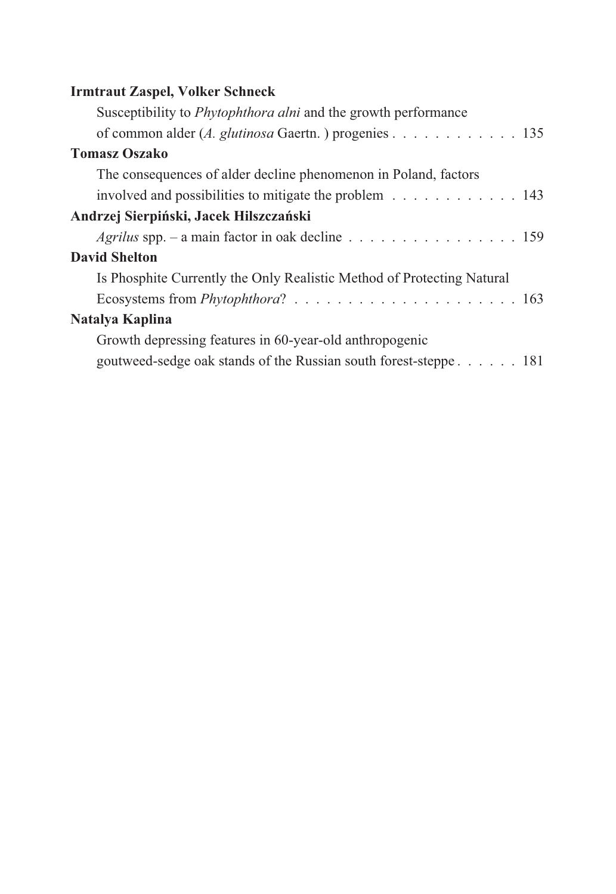**Irmtraut Zaspel, Volker Schneck**

Susceptibility to *Phytophthora alni* and the growth performance of common alder (*A. glutinosa* Gaertn. ) progenies . . . . . . . . . . . . 135

**Tomasz Oszako**

The consequences of alder decline phenomenon in Poland, factors involved and possibilities to mitigate the problem . . . . . . . . . . . . 143

**Andrzej Sierpiński, Jacek Hilszczański**

*Agrilus* spp. – a main factor in oak decline . . . . . . . . . . . . . . . . . 159

**David Shelton**

Is Phosphite Currently the Only Realistic Method of Protecting Natural Ecosystems from *Phytophthora*? . . . . . . . . . . . . . . . . . . . . . 163

**Natalya Kaplina**

Growth depressing features in 60-year-old anthropogenic goutweed-sedge oak stands of the Russian south forest-steppe . . . . . . 181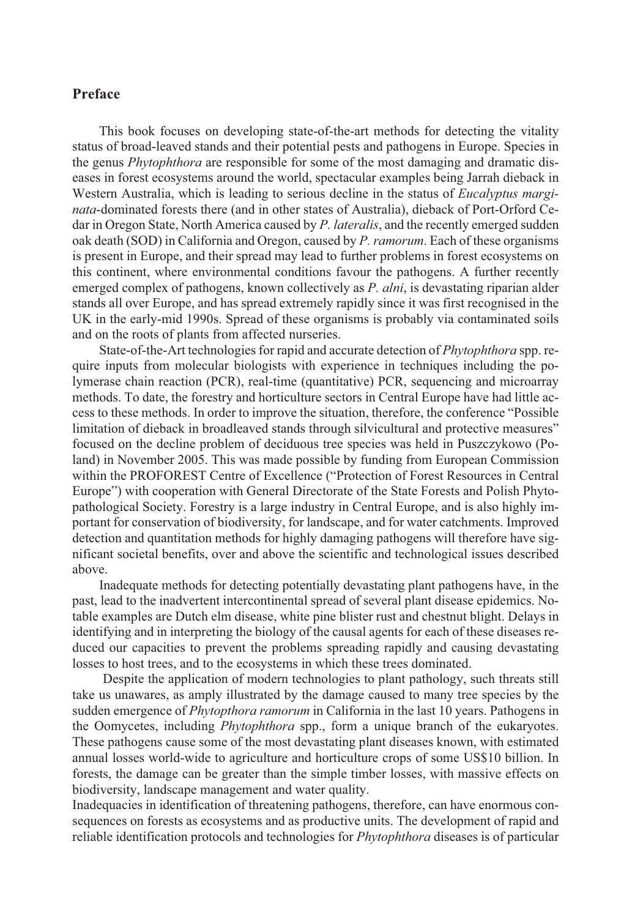## Preface

This book focuses on developing state-of-the-art methods for detecting the vitality status of broad-leaved stands and their potential pests and pathogens in Europe. Species in the genus *Phytophthora* are responsible for some of the most damaging and dramatic diseases in forest ecosystems around the world, spectacular examples being Jarrah dieback in Western Australia, which is leading to serious decline in the status of *Eucalyptus marginata*-dominated forests there (and in other states of Australia), dieback of Port-Orford Cedar in Oregon State, North America caused by *P. lateralis*, and the recently emerged sudden oak death (SOD) in California and Oregon, caused by *P. ramorum*. Each of these organisms is present in Europe, and their spread may lead to further problems in forest ecosystems on this continent, where environmental conditions favour the pathogens. A further recently emerged complex of pathogens, known collectively as *P. alni*, is devastating riparian alder stands all over Europe, and has spread extremely rapidly since it was first recognised in the UK in the early-mid 1990s. Spread of these organisms is probably via contaminated soils and on the roots of plants from affected nurseries.

State-of-the-Art technologies for rapid and accurate detection of *Phytophthora* spp. require inputs from molecular biologists with experience in techniques including the polymerase chain reaction (PCR), real-time (quantitative) PCR, sequencing and microarray methods. To date, the forestry and horticulture sectors in Central Europe have had little access to these methods. In order to improve the situation, therefore, the conference "Possible limitation of dieback in broadleaved stands through silvicultural and protective measures" focused on the decline problem of deciduous tree species was held in Puszczykowo (Poland) in November 2005. This was made possible by funding from European Commission within the PROFOREST Centre of Excellence ("Protection of Forest Resources in Central Europe") with cooperation with General Directorate of the State Forests and Polish Phytopathological Society. Forestry is a large industry in Central Europe, and is also highly important for conservation of biodiversity, for landscape, and for water catchments. Improved detection and quantitation methods for highly damaging pathogens will therefore have significant societal benefits, over and above the scientific and technological issues described above.

Inadequate methods for detecting potentially devastating plant pathogens have, in the past, lead to the inadvertent intercontinental spread of several plant disease epidemics. Notable examples are Dutch elm disease, white pine blister rust and chestnut blight. Delays in identifying and in interpreting the biology of the causal agents for each of these diseases reduced our capacities to prevent the problems spreading rapidly and causing devastating losses to host trees, and to the ecosystems in which these trees dominated.

Despite the application of modern technologies to plant pathology, such threats still take us unawares, as amply illustrated by the damage caused to many tree species by the sudden emergence of *Phytopthora ramorum* in California in the last 10 years. Pathogens in the Oomycetes, including *Phytophthora* spp., form a unique branch of the eukaryotes. These pathogens cause some of the most devastating plant diseases known, with estimated annual losses world-wide to agriculture and horticulture crops of some US$10 billion. In forests, the damage can be greater than the simple timber losses, with massive effects on biodiversity, landscape management and water quality.

Inadequacies in identification of threatening pathogens, therefore, can have enormous consequences on forests as ecosystems and as productive units. The development of rapid and reliable identification protocols and technologies for *Phytophthora* diseases is of particular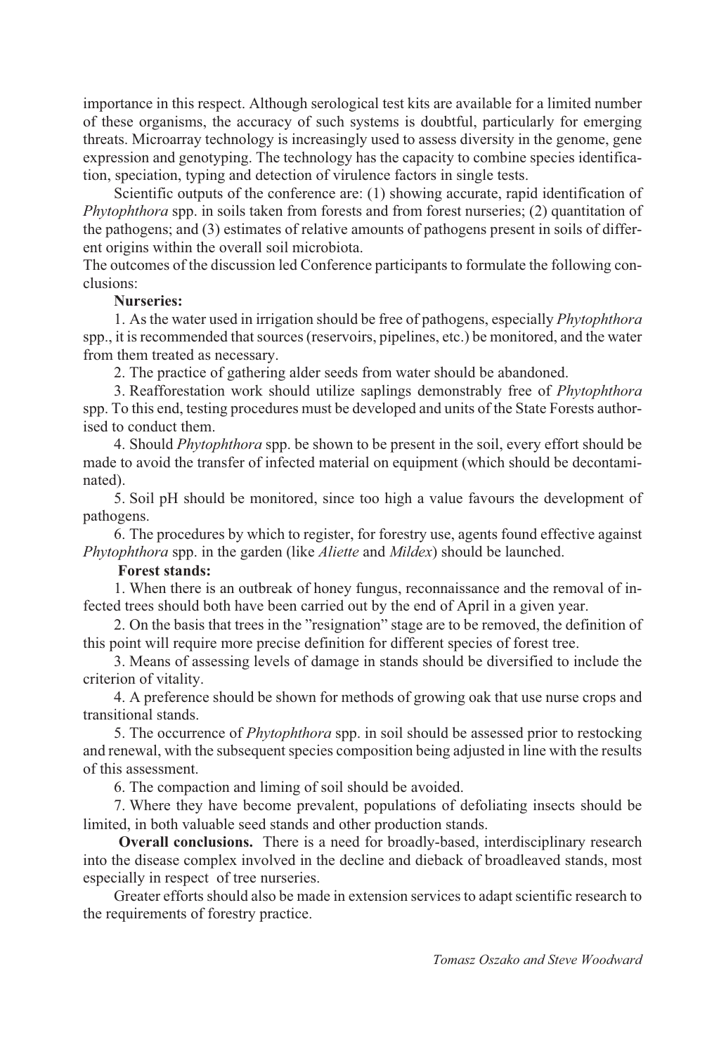importance in this respect. Although serological test kits are available for a limited number of these organisms, the accuracy of such systems is doubtful, particularly for emerging threats. Microarray technology is increasingly used to assess diversity in the genome, gene expression and genotyping. The technology has the capacity to combine species identification, speciation, typing and detection of virulence factors in single tests.

Scientific outputs of the conference are: (1) showing accurate, rapid identification of *Phytophthora* spp. in soils taken from forests and from forest nurseries; (2) quantitation of the pathogens; and (3) estimates of relative amounts of pathogens present in soils of different origins within the overall soil microbiota.

The outcomes of the discussion led Conference participants to formulate the following conclusions:

**Nurseries:**

1. As the water used in irrigation should be free of pathogens, especially *Phytophthora* spp., it is recommended that sources (reservoirs, pipelines, etc.) be monitored, and the water from them treated as necessary.
2. The practice of gathering alder seeds from water should be abandoned.
3. Reafforestation work should utilize saplings demonstrably free of *Phytophthora* spp. To this end, testing procedures must be developed and units of the State Forests authorised to conduct them.
4. Should *Phytophthora* spp. be shown to be present in the soil, every effort should be made to avoid the transfer of infected material on equipment (which should be decontaminated).
5. Soil pH should be monitored, since too high a value favours the development of pathogens.
6. The procedures by which to register, for forestry use, agents found effective against *Phytophthora* spp. in the garden (like *Aliette* and *Mildex*) should be launched.

**Forest stands:**

1. When there is an outbreak of honey fungus, reconnaissance and the removal of infected trees should both have been carried out by the end of April in a given year.
2. On the basis that trees in the "resignation" stage are to be removed, the definition of this point will require more precise definition for different species of forest tree.
3. Means of assessing levels of damage in stands should be diversified to include the criterion of vitality.
4. A preference should be shown for methods of growing oak that use nurse crops and transitional stands.
5. The occurrence of *Phytophthora* spp. in soil should be assessed prior to restocking and renewal, with the subsequent species composition being adjusted in line with the results of this assessment.
6. The compaction and liming of soil should be avoided.
7. Where they have become prevalent, populations of defoliating insects should be limited, in both valuable seed stands and other production stands.

**Overall conclusions.** There is a need for broadly-based, interdisciplinary research into the disease complex involved in the decline and dieback of broadleaved stands, most especially in respect of tree nurseries.

Greater efforts should also be made in extension services to adapt scientific research to the requirements of forestry practice.

*Tomasz Oszako and Steve Woodward*